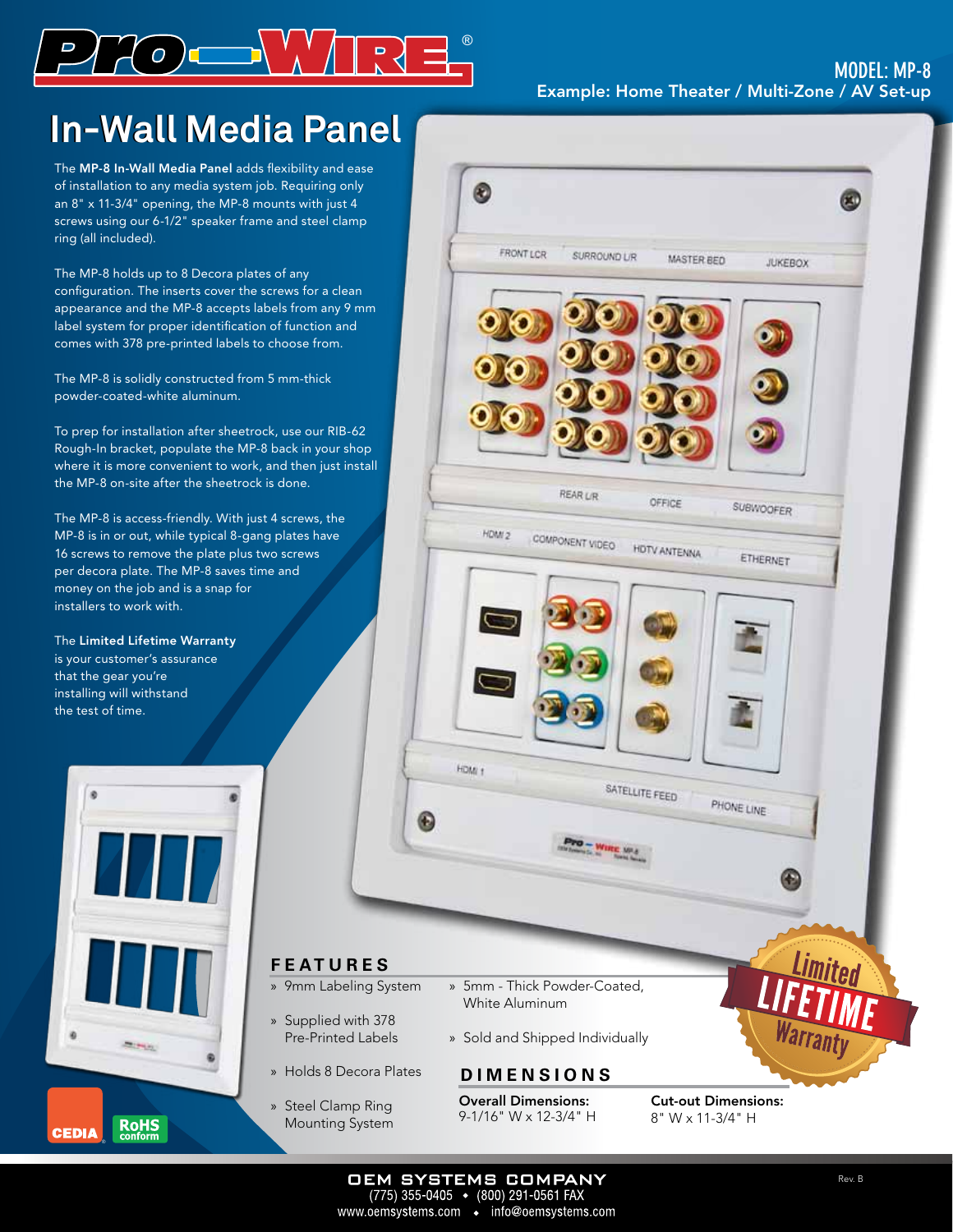Pro—WIRE®

MODEL: MP-8
Example: Home Theater / Multi-Zone / AV Set-up

# In-Wall Media Panel

The **MP-8 In-Wall Media Panel** adds flexibility and ease of installation to any media system job. Requiring only an 8" x 11-3/4" opening, the MP-8 mounts with just 4 screws using our 6-1/2" speaker frame and steel clamp ring (all included).

The MP-8 holds up to 8 Decora plates of any configuration. The inserts cover the screws for a clean appearance and the MP-8 accepts labels from any 9 mm label system for proper identification of function and comes with 378 pre-printed labels to choose from.

The MP-8 is solidly constructed from 5 mm-thick powder-coated-white aluminum.

To prep for installation after sheetrock, use our RIB-62 Rough-In bracket, populate the MP-8 back in your shop where it is more convenient to work, and then just install the MP-8 on-site after the sheetrock is done.

The MP-8 is access-friendly. With just 4 screws, the MP-8 is in or out, while typical 8-gang plates have 16 screws to remove the plate plus two screws per decora plate. The MP-8 saves time and money on the job and is a snap for installers to work with.

The **Limited Lifetime Warranty** is your customer's assurance that the gear you're installing will withstand the test of time.

## FEATURES

- 9mm Labeling System
- Supplied with 378 Pre-Printed Labels
- Holds 8 Decora Plates
- Steel Clamp Ring Mounting System
- 5mm - Thick Powder-Coated, White Aluminum
- Sold and Shipped Individually

Limited LIFETIME Warranty

## DIMENSIONS

**Overall Dimensions:**
9-1/16" W x 12-3/4" H

**Cut-out Dimensions:**
8" W x 11-3/4" H

CEDIA

RoHS conform

OEM SYSTEMS COMPANY
(775) 355-0405 • (800) 291-0561 FAX
www.oemsystems.com • info@oemsystems.com

Rev. B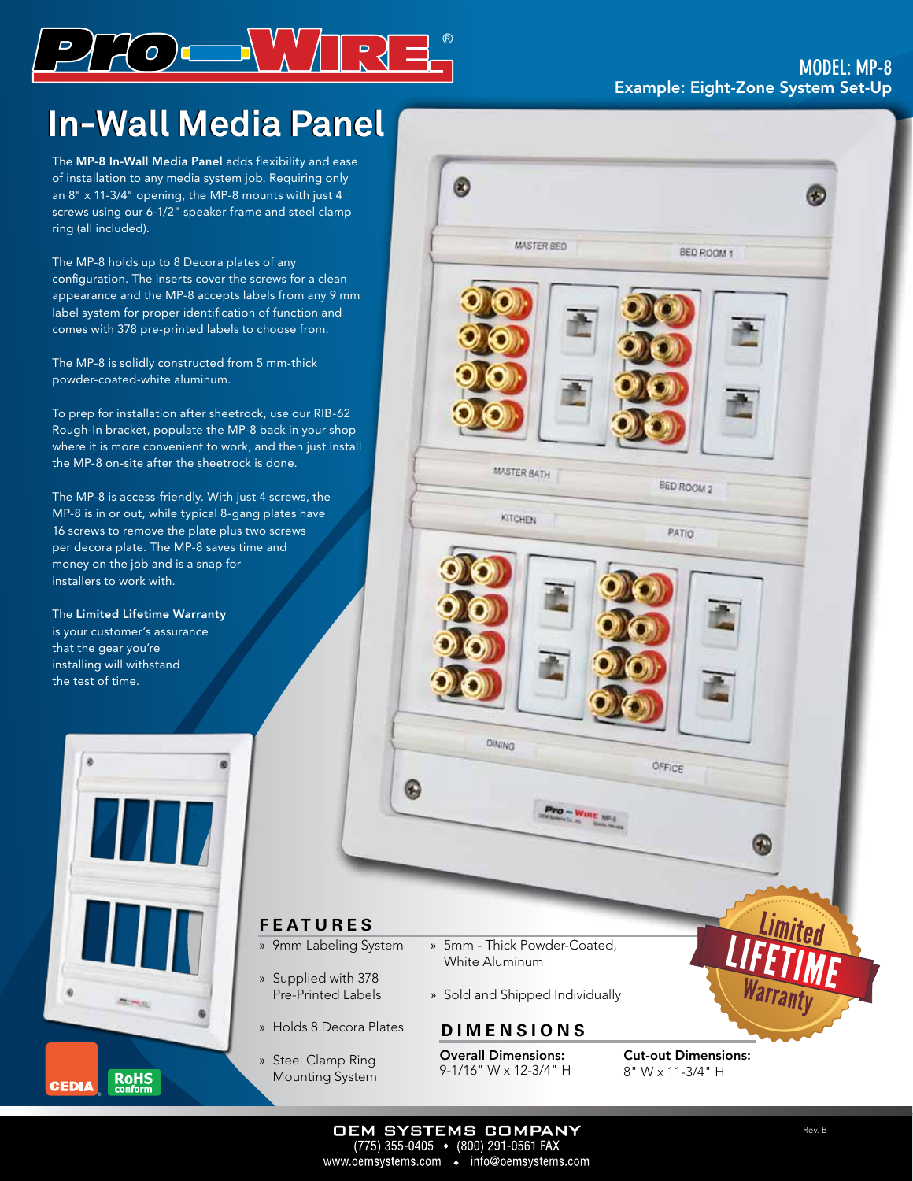# Pro-WIRE®

MODEL: MP-8
Example: Eight-Zone System Set-Up

# In-Wall Media Panel

The **MP-8 In-Wall Media Panel** adds flexibility and ease of installation to any media system job. Requiring only an 8" x 11-3/4" opening, the MP-8 mounts with just 4 screws using our 6-1/2" speaker frame and steel clamp ring (all included).

The MP-8 holds up to 8 Decora plates of any configuration. The inserts cover the screws for a clean appearance and the MP-8 accepts labels from any 9 mm label system for proper identification of function and comes with 378 pre-printed labels to choose from.

The MP-8 is solidly constructed from 5 mm-thick powder-coated-white aluminum.

To prep for installation after sheetrock, use our RIB-62 Rough-In bracket, populate the MP-8 back in your shop where it is more convenient to work, and then just install the MP-8 on-site after the sheetrock is done.

The MP-8 is access-friendly. With just 4 screws, the MP-8 is in or out, while typical 8-gang plates have 16 screws to remove the plate plus two screws per decora plate. The MP-8 saves time and money on the job and is a snap for installers to work with.

The **Limited Lifetime Warranty** is your customer's assurance that the gear you're installing will withstand the test of time.

MASTER BED
BED ROOM 1
MASTER BATH
BED ROOM 2
KITCHEN
PATIO
DINING
OFFICE

## FEATURES

- 9mm Labeling System
- Supplied with 378 Pre-Printed Labels
- Holds 8 Decora Plates
- Steel Clamp Ring Mounting System
- 5mm - Thick Powder-Coated, White Aluminum
- Sold and Shipped Individually

Limited LIFETIME Warranty

## DIMENSIONS

**Overall Dimensions:**
9-1/16" W x 12-3/4" H

**Cut-out Dimensions:**
8" W x 11-3/4" H

CEDIA
RoHS conform

**OEM SYSTEMS COMPANY**
(775) 355-0405 • (800) 291-0561 FAX
www.oemsystems.com • info@oemsystems.com

Rev. B